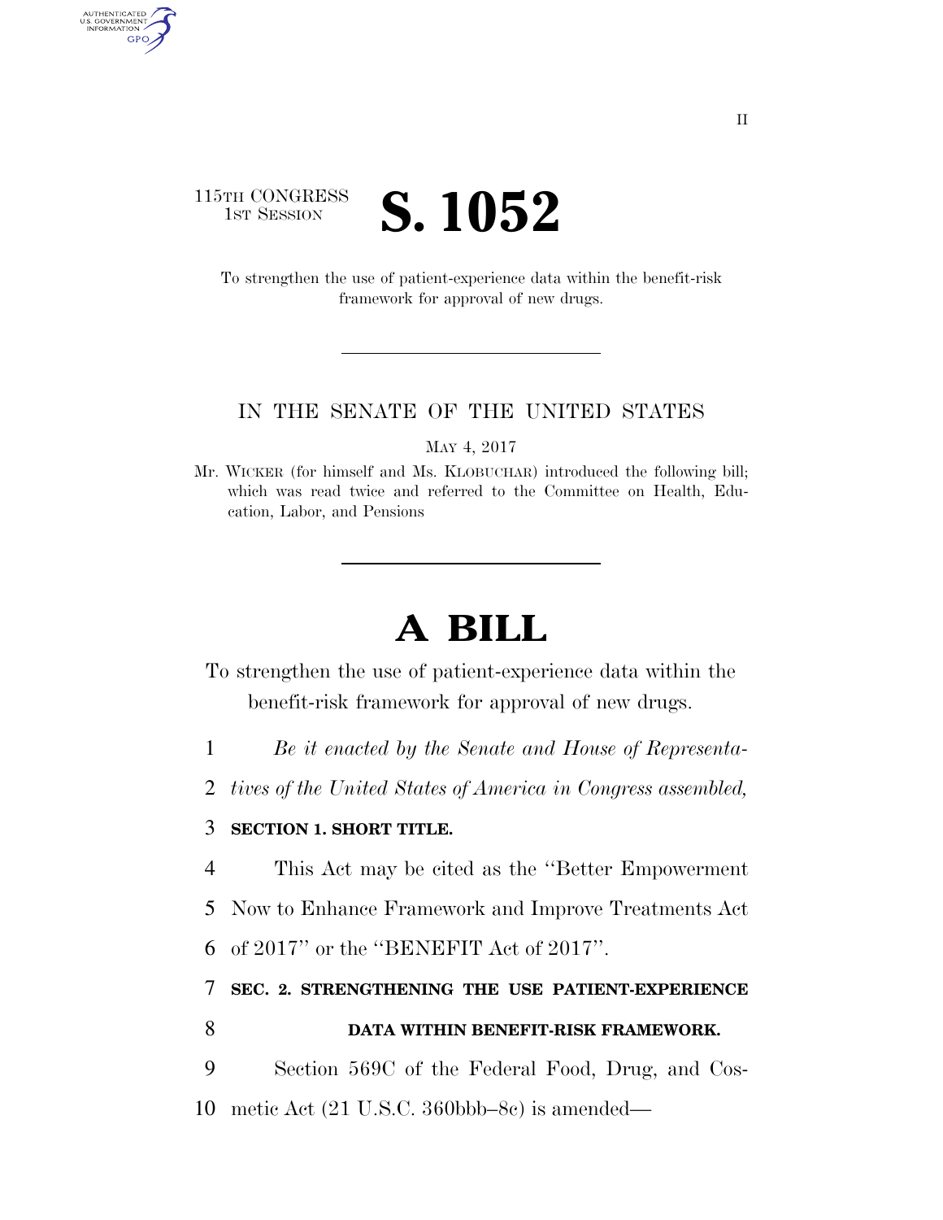115TH CONGRESS
1ST SESSION

# S. 1052

To strengthen the use of patient-experience data within the benefit-risk framework for approval of new drugs.

IN THE SENATE OF THE UNITED STATES

MAY 4, 2017

Mr. WICKER (for himself and Ms. KLOBUCHAR) introduced the following bill; which was read twice and referred to the Committee on Health, Education, Labor, and Pensions

# A BILL

To strengthen the use of patient-experience data within the benefit-risk framework for approval of new drugs.

1 *Be it enacted by the Senate and House of Representa-*
2 *tives of the United States of America in Congress assembled,*

3 **SECTION 1. SHORT TITLE.**

4 This Act may be cited as the "Better Empowerment
5 Now to Enhance Framework and Improve Treatments Act
6 of 2017" or the "BENEFIT Act of 2017".

7 **SEC. 2. STRENGTHENING THE USE PATIENT-EXPERIENCE**
8 **DATA WITHIN BENEFIT-RISK FRAMEWORK.**

9 Section 569C of the Federal Food, Drug, and Cos-
10 metic Act (21 U.S.C. 360bbb–8c) is amended—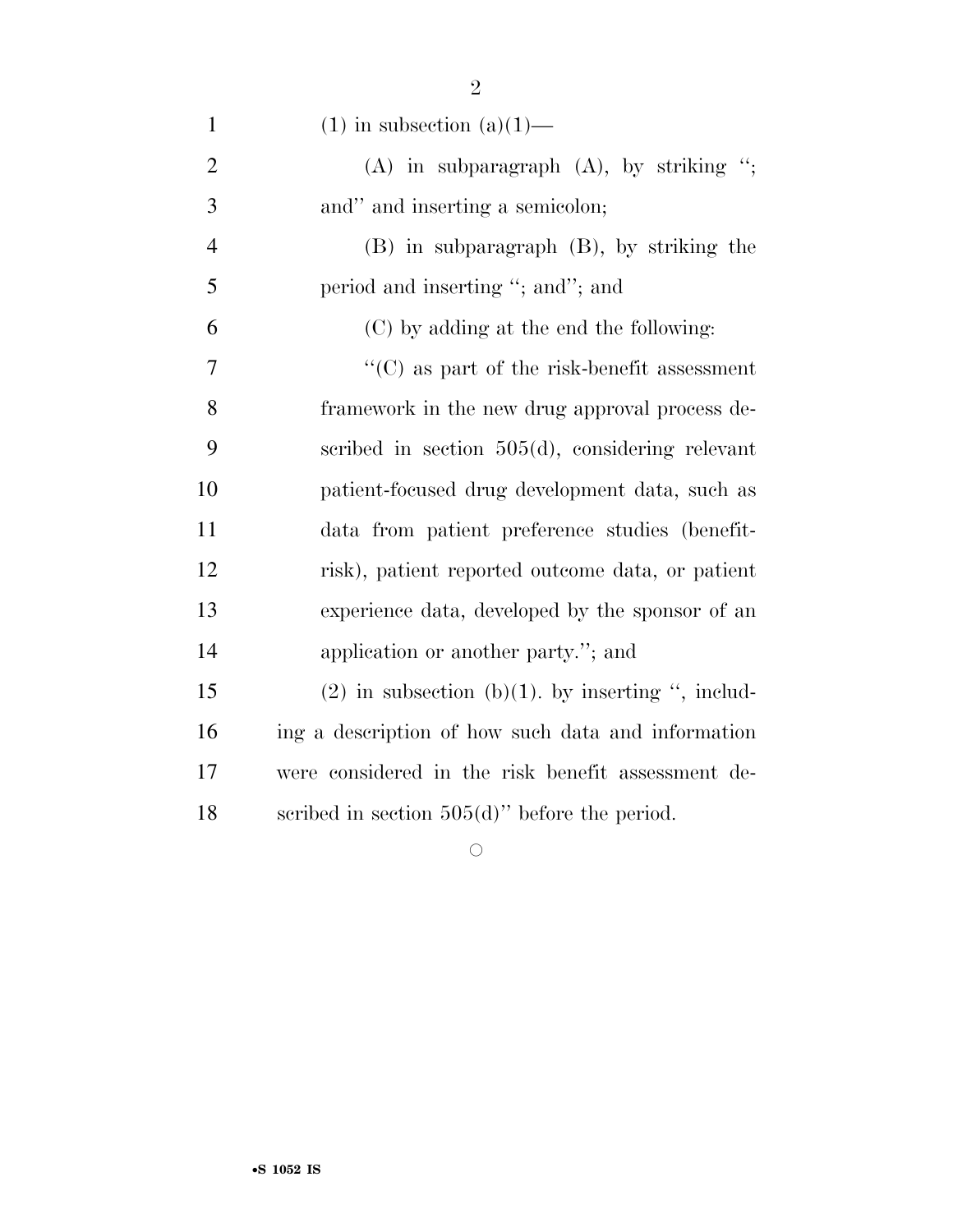(1) in subsection (a)(1)—

(A) in subparagraph (A), by striking "; and" and inserting a semicolon;

(B) in subparagraph (B), by striking the period and inserting "; and"; and

(C) by adding at the end the following:

"(C) as part of the risk-benefit assessment framework in the new drug approval process described in section 505(d), considering relevant patient-focused drug development data, such as data from patient preference studies (benefit-risk), patient reported outcome data, or patient experience data, developed by the sponsor of an application or another party."; and

(2) in subsection (b)(1). by inserting ", including a description of how such data and information were considered in the risk benefit assessment described in section 505(d)" before the period.

○